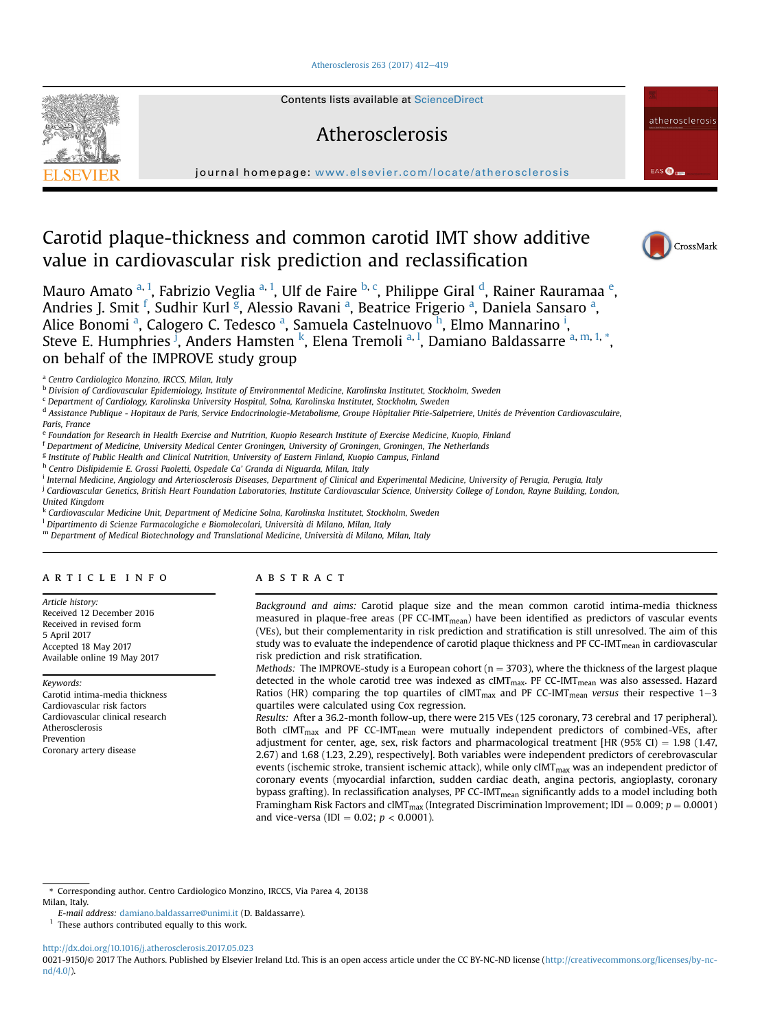# Carotid plaque-thickness and common carotid IMT show additive value in cardiovascular risk prediction and reclassification

Mauro Amato [a,1], Fabrizio Veglia [a,1], Ulf de Faire [b,c], Philippe Giral [d], Rainer Rauramaa [e], Andries J. Smit [f], Sudhir Kurl [g], Alessio Ravani [a], Beatrice Frigerio [a], Daniela Sansaro [a], Alice Bonomi [a], Calogero C. Tedesco [a], Samuela Castelnuovo [h], Elmo Mannarino [i], Steve E. Humphries [j], Anders Hamsten [k], Elena Tremoli [a,l], Damiano Baldassarre [a,m,1,*], on behalf of the IMPROVE study group

[a] Centro Cardiologico Monzino, IRCCS, Milan, Italy
[b] Division of Cardiovascular Epidemiology, Institute of Environmental Medicine, Karolinska Institutet, Stockholm, Sweden
[c] Department of Cardiology, Karolinska University Hospital, Solna, Karolinska Institutet, Stockholm, Sweden
[d] Assistance Publique - Hopitaux de Paris, Service Endocrinologie-Metabolisme, Groupe Hôpitalier Pitie-Salpetriere, Unités de Prévention Cardiovasculaire, Paris, France
[e] Foundation for Research in Health Exercise and Nutrition, Kuopio Research Institute of Exercise Medicine, Kuopio, Finland
[f] Department of Medicine, University Medical Center Groningen, University of Groningen, Groningen, The Netherlands
[g] Institute of Public Health and Clinical Nutrition, University of Eastern Finland, Kuopio Campus, Finland
[h] Centro Dislipidemie E. Grossi Paoletti, Ospedale Ca' Granda di Niguarda, Milan, Italy
[i] Internal Medicine, Angiology and Arteriosclerosis Diseases, Department of Clinical and Experimental Medicine, University of Perugia, Perugia, Italy
[j] Cardiovascular Genetics, British Heart Foundation Laboratories, Institute Cardiovascular Science, University College of London, Rayne Building, London, United Kingdom
[k] Cardiovascular Medicine Unit, Department of Medicine Solna, Karolinska Institutet, Stockholm, Sweden
[l] Dipartimento di Scienze Farmacologiche e Biomolecolari, Università di Milano, Milan, Italy
[m] Department of Medical Biotechnology and Translational Medicine, Università di Milano, Milan, Italy

## ARTICLE INFO

*Article history:*
Received 12 December 2016
Received in revised form
5 April 2017
Accepted 18 May 2017
Available online 19 May 2017

*Keywords:*
Carotid intima-media thickness
Cardiovascular risk factors
Cardiovascular clinical research
Atherosclerosis
Prevention
Coronary artery disease

## ABSTRACT

*Background and aims:* Carotid plaque size and the mean common carotid intima-media thickness measured in plaque-free areas (PF CC-$IMT_{mean}$) have been identified as predictors of vascular events (VEs), but their complementarity in risk prediction and stratification is still unresolved. The aim of this study was to evaluate the independence of carotid plaque thickness and PF CC-$IMT_{mean}$ in cardiovascular risk prediction and risk stratification.

*Methods:* The IMPROVE-study is a European cohort (n = 3703), where the thickness of the largest plaque detected in the whole carotid tree was indexed as $cIMT_{max}$. PF CC-$IMT_{mean}$ was also assessed. Hazard Ratios (HR) comparing the top quartiles of $cIMT_{max}$ and PF CC-$IMT_{mean}$ *versus* their respective 1–3 quartiles were calculated using Cox regression.

*Results:* After a 36.2-month follow-up, there were 215 VEs (125 coronary, 73 cerebral and 17 peripheral). Both $cIMT_{max}$ and PF CC-$IMT_{mean}$ were mutually independent predictors of combined-VEs, after adjustment for center, age, sex, risk factors and pharmacological treatment [HR (95% CI) = 1.98 (1.47, 2.67) and 1.68 (1.23, 2.29), respectively]. Both variables were independent predictors of cerebrovascular events (ischemic stroke, transient ischemic attack), while only $cIMT_{max}$ was an independent predictor of coronary events (myocardial infarction, sudden cardiac death, angina pectoris, angioplasty, coronary bypass grafting). In reclassification analyses, PF CC-$IMT_{mean}$ significantly adds to a model including both Framingham Risk Factors and $cIMT_{max}$ (Integrated Discrimination Improvement; IDI = 0.009; $p = 0.0001$) and vice-versa (IDI = 0.02; $p < 0.0001$).

---

* Corresponding author. Centro Cardiologico Monzino, IRCCS, Via Parea 4, 20138 Milan, Italy.
*E-mail address:* damiano.baldassarre@unimi.it (D. Baldassarre).
[1] These authors contributed equally to this work.

http://dx.doi.org/10.1016/j.atherosclerosis.2017.05.023
0021-9150/© 2017 The Authors. Published by Elsevier Ireland Ltd. This is an open access article under the CC BY-NC-ND license (http://creativecommons.org/licenses/by-nc-nd/4.0/).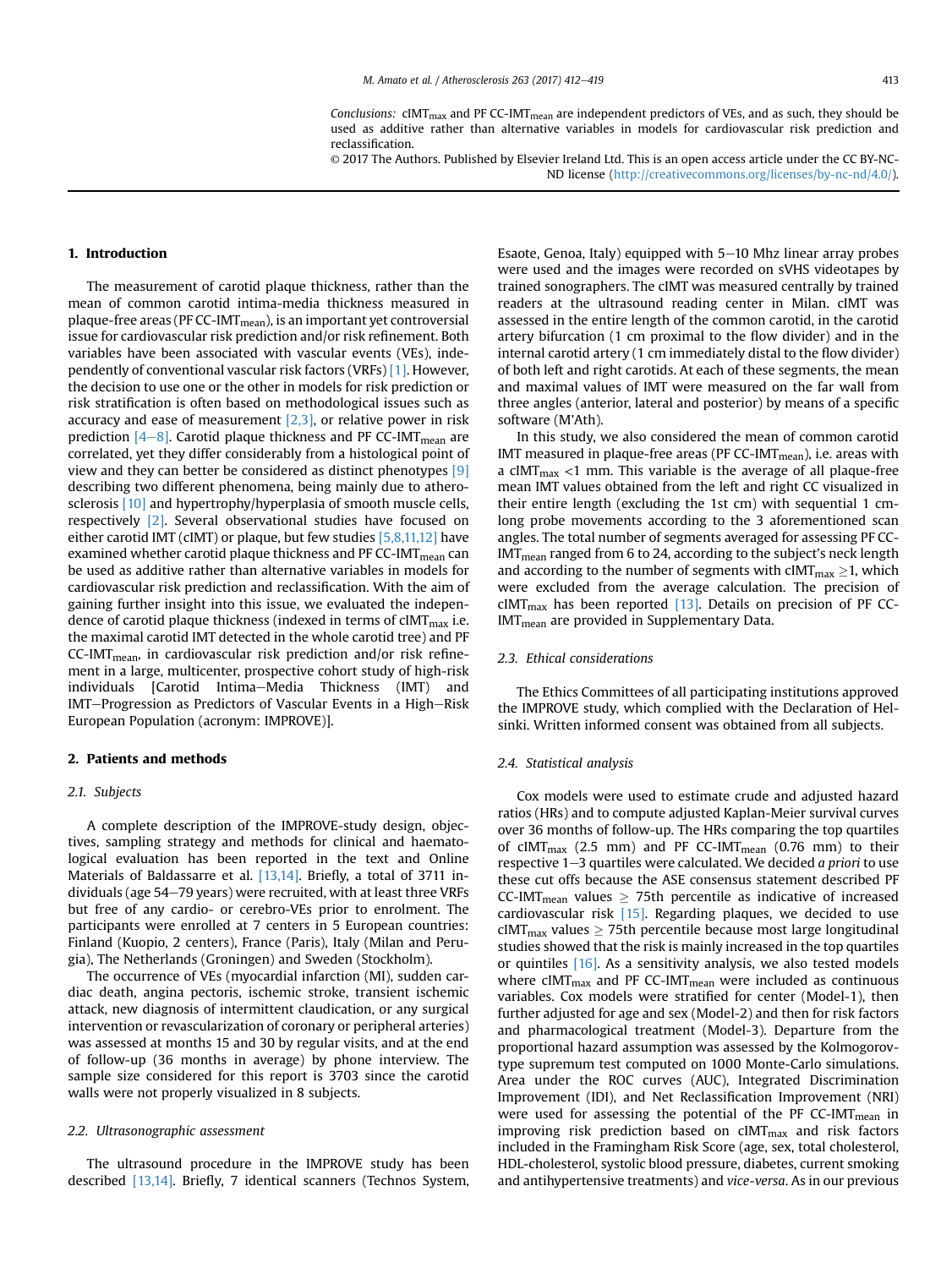*Conclusions:* $cIMT_{max}$ and PF $CC\text{-}IMT_{mean}$ are independent predictors of VEs, and as such, they should be used as additive rather than alternative variables in models for cardiovascular risk prediction and reclassification.

© 2017 The Authors. Published by Elsevier Ireland Ltd. This is an open access article under the CC BY-NC-ND license (http://creativecommons.org/licenses/by-nc-nd/4.0/).

## 1. Introduction

The measurement of carotid plaque thickness, rather than the mean of common carotid intima-media thickness measured in plaque-free areas (PF $CC\text{-}IMT_{mean}$), is an important yet controversial issue for cardiovascular risk prediction and/or risk refinement. Both variables have been associated with vascular events (VEs), independently of conventional vascular risk factors (VRFs) [1]. However, the decision to use one or the other in models for risk prediction or risk stratification is often based on methodological issues such as accuracy and ease of measurement [2,3], or relative power in risk prediction [4–8]. Carotid plaque thickness and PF $CC\text{-}IMT_{mean}$ are correlated, yet they differ considerably from a histological point of view and they can better be considered as distinct phenotypes [9] describing two different phenomena, being mainly due to atherosclerosis [10] and hypertrophy/hyperplasia of smooth muscle cells, respectively [2]. Several observational studies have focused on either carotid IMT (cIMT) or plaque, but few studies [5,8,11,12] have examined whether carotid plaque thickness and PF $CC\text{-}IMT_{mean}$ can be used as additive rather than alternative variables in models for cardiovascular risk prediction and reclassification. With the aim of gaining further insight into this issue, we evaluated the independence of carotid plaque thickness (indexed in terms of $cIMT_{max}$ i.e. the maximal carotid IMT detected in the whole carotid tree) and PF $CC\text{-}IMT_{mean}$, in cardiovascular risk prediction and/or risk refinement in a large, multicenter, prospective cohort study of high-risk individuals [Carotid Intima–Media Thickness (IMT) and IMT–Progression as Predictors of Vascular Events in a High–Risk European Population (acronym: IMPROVE)].

## 2. Patients and methods

### 2.1. Subjects

A complete description of the IMPROVE-study design, objectives, sampling strategy and methods for clinical and haematological evaluation has been reported in the text and Online Materials of Baldassarre et al. [13,14]. Briefly, a total of 3711 individuals (age 54–79 years) were recruited, with at least three VRFs but free of any cardio- or cerebro-VEs prior to enrolment. The participants were enrolled at 7 centers in 5 European countries: Finland (Kuopio, 2 centers), France (Paris), Italy (Milan and Perugia), The Netherlands (Groningen) and Sweden (Stockholm).

The occurrence of VEs (myocardial infarction (MI), sudden cardiac death, angina pectoris, ischemic stroke, transient ischemic attack, new diagnosis of intermittent claudication, or any surgical intervention or revascularization of coronary or peripheral arteries) was assessed at months 15 and 30 by regular visits, and at the end of follow-up (36 months in average) by phone interview. The sample size considered for this report is 3703 since the carotid walls were not properly visualized in 8 subjects.

### 2.2. Ultrasonographic assessment

The ultrasound procedure in the IMPROVE study has been described [13,14]. Briefly, 7 identical scanners (Technos System, Esaote, Genoa, Italy) equipped with 5–10 Mhz linear array probes were used and the images were recorded on sVHS videotapes by trained sonographers. The cIMT was measured centrally by trained readers at the ultrasound reading center in Milan. cIMT was assessed in the entire length of the common carotid, in the carotid artery bifurcation (1 cm proximal to the flow divider) and in the internal carotid artery (1 cm immediately distal to the flow divider) of both left and right carotids. At each of these segments, the mean and maximal values of IMT were measured on the far wall from three angles (anterior, lateral and posterior) by means of a specific software (M'Ath).

In this study, we also considered the mean of common carotid IMT measured in plaque-free areas (PF $CC\text{-}IMT_{mean}$), i.e. areas with a $cIMT_{max}$ <1 mm. This variable is the average of all plaque-free mean IMT values obtained from the left and right CC visualized in their entire length (excluding the 1st cm) with sequential 1 cm-long probe movements according to the 3 aforementioned scan angles. The total number of segments averaged for assessing PF $CC\text{-}IMT_{mean}$ ranged from 6 to 24, according to the subject's neck length and according to the number of segments with $cIMT_{max}$ ≥1, which were excluded from the average calculation. The precision of $cIMT_{max}$ has been reported [13]. Details on precision of PF $CC\text{-}IMT_{mean}$ are provided in Supplementary Data.

### 2.3. Ethical considerations

The Ethics Committees of all participating institutions approved the IMPROVE study, which complied with the Declaration of Helsinki. Written informed consent was obtained from all subjects.

### 2.4. Statistical analysis

Cox models were used to estimate crude and adjusted hazard ratios (HRs) and to compute adjusted Kaplan-Meier survival curves over 36 months of follow-up. The HRs comparing the top quartiles of $cIMT_{max}$ (2.5 mm) and PF $CC\text{-}IMT_{mean}$ (0.76 mm) to their respective 1–3 quartiles were calculated. We decided *a priori* to use these cut offs because the ASE consensus statement described PF $CC\text{-}IMT_{mean}$ values ≥ 75th percentile as indicative of increased cardiovascular risk [15]. Regarding plaques, we decided to use $cIMT_{max}$ values ≥ 75th percentile because most large longitudinal studies showed that the risk is mainly increased in the top quartiles or quintiles [16]. As a sensitivity analysis, we also tested models where $cIMT_{max}$ and PF $CC\text{-}IMT_{mean}$ were included as continuous variables. Cox models were stratified for center (Model-1), then further adjusted for age and sex (Model-2) and then for risk factors and pharmacological treatment (Model-3). Departure from the proportional hazard assumption was assessed by the Kolmogorov-type supremum test computed on 1000 Monte-Carlo simulations. Area under the ROC curves (AUC), Integrated Discrimination Improvement (IDI), and Net Reclassification Improvement (NRI) were used for assessing the potential of the PF $CC\text{-}IMT_{mean}$ in improving risk prediction based on $cIMT_{max}$ and risk factors included in the Framingham Risk Score (age, sex, total cholesterol, HDL-cholesterol, systolic blood pressure, diabetes, current smoking and antihypertensive treatments) and *vice-versa*. As in our previous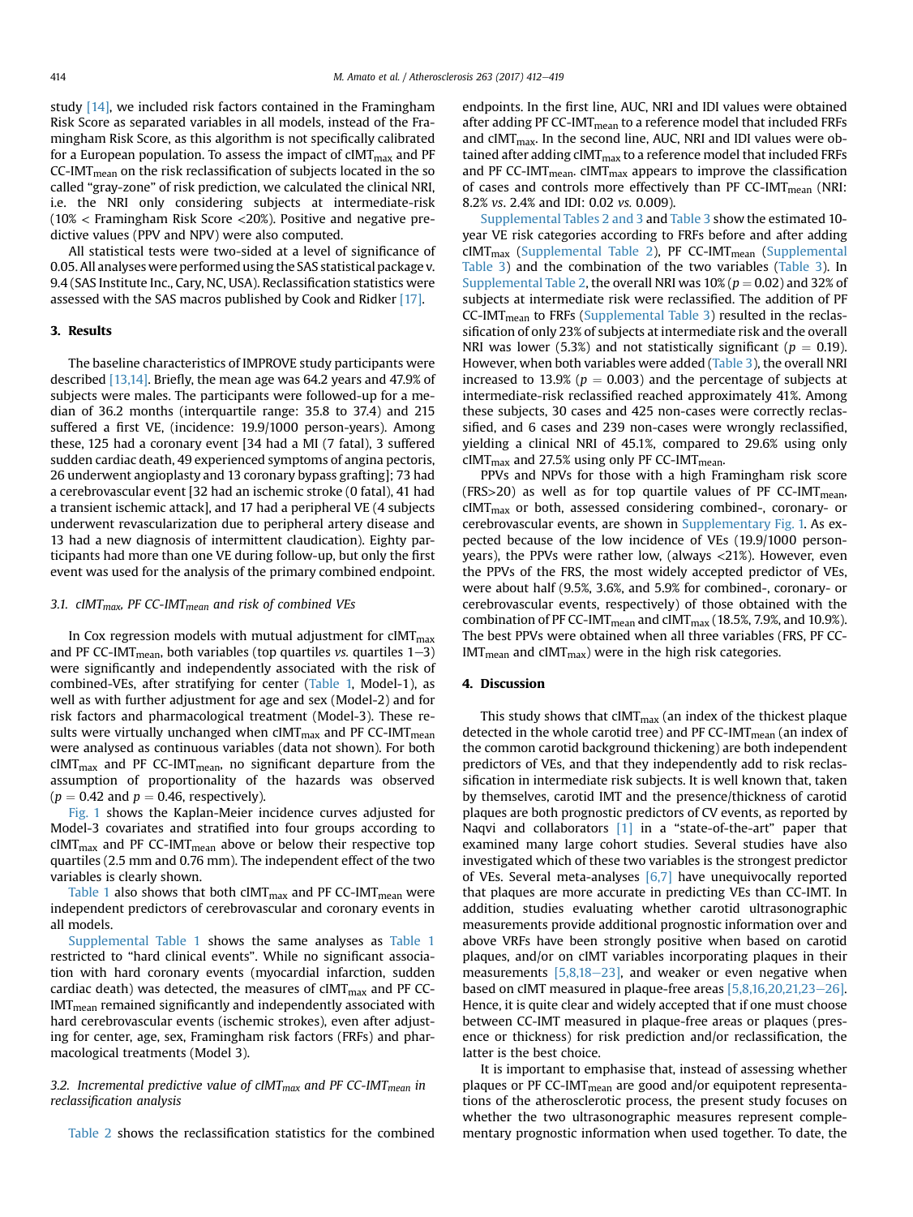study [14], we included risk factors contained in the Framingham Risk Score as separated variables in all models, instead of the Framingham Risk Score, as this algorithm is not specifically calibrated for a European population. To assess the impact of $cIMT_{max}$ and PF $CC\text{-}IMT_{mean}$ on the risk reclassification of subjects located in the so called "gray-zone" of risk prediction, we calculated the clinical NRI, i.e. the NRI only considering subjects at intermediate-risk (10% < Framingham Risk Score <20%). Positive and negative predictive values (PPV and NPV) were also computed.

All statistical tests were two-sided at a level of significance of 0.05. All analyses were performed using the SAS statistical package v. 9.4 (SAS Institute Inc., Cary, NC, USA). Reclassification statistics were assessed with the SAS macros published by Cook and Ridker [17].

## 3. Results

The baseline characteristics of IMPROVE study participants were described [13,14]. Briefly, the mean age was 64.2 years and 47.9% of subjects were males. The participants were followed-up for a median of 36.2 months (interquartile range: 35.8 to 37.4) and 215 suffered a first VE, (incidence: 19.9/1000 person-years). Among these, 125 had a coronary event [34 had a MI (7 fatal), 3 suffered sudden cardiac death, 49 experienced symptoms of angina pectoris, 26 underwent angioplasty and 13 coronary bypass grafting]; 73 had a cerebrovascular event [32 had an ischemic stroke (0 fatal), 41 had a transient ischemic attack], and 17 had a peripheral VE (4 subjects underwent revascularization due to peripheral artery disease and 13 had a new diagnosis of intermittent claudication). Eighty participants had more than one VE during follow-up, but only the first event was used for the analysis of the primary combined endpoint.

### 3.1. $cIMT_{max}$, PF $CC\text{-}IMT_{mean}$ and risk of combined VEs

In Cox regression models with mutual adjustment for $cIMT_{max}$ and PF $CC\text{-}IMT_{mean}$, both variables (top quartiles *vs.* quartiles 1–3) were significantly and independently associated with the risk of combined-VEs, after stratifying for center (Table 1, Model-1), as well as with further adjustment for age and sex (Model-2) and for risk factors and pharmacological treatment (Model-3). These results were virtually unchanged when $cIMT_{max}$ and PF $CC\text{-}IMT_{mean}$ were analysed as continuous variables (data not shown). For both $cIMT_{max}$ and PF $CC\text{-}IMT_{mean}$, no significant departure from the assumption of proportionality of the hazards was observed ($p = 0.42$ and $p = 0.46$, respectively).

Fig. 1 shows the Kaplan-Meier incidence curves adjusted for Model-3 covariates and stratified into four groups according to $cIMT_{max}$ and PF $CC\text{-}IMT_{mean}$ above or below their respective top quartiles (2.5 mm and 0.76 mm). The independent effect of the two variables is clearly shown.

Table 1 also shows that both $cIMT_{max}$ and PF $CC\text{-}IMT_{mean}$ were independent predictors of cerebrovascular and coronary events in all models.

Supplemental Table 1 shows the same analyses as Table 1 restricted to "hard clinical events". While no significant association with hard coronary events (myocardial infarction, sudden cardiac death) was detected, the measures of $cIMT_{max}$ and PF $CC\text{-}IMT_{mean}$ remained significantly and independently associated with hard cerebrovascular events (ischemic strokes), even after adjusting for center, age, sex, Framingham risk factors (FRFs) and pharmacological treatments (Model 3).

### 3.2. Incremental predictive value of $cIMT_{max}$ and PF $CC\text{-}IMT_{mean}$ in reclassification analysis

Table 2 shows the reclassification statistics for the combined endpoints. In the first line, AUC, NRI and IDI values were obtained after adding PF $CC\text{-}IMT_{mean}$ to a reference model that included FRFs and $cIMT_{max}$. In the second line, AUC, NRI and IDI values were obtained after adding $cIMT_{max}$ to a reference model that included FRFs and PF $CC\text{-}IMT_{mean}$. $cIMT_{max}$ appears to improve the classification of cases and controls more effectively than PF $CC\text{-}IMT_{mean}$ (NRI: 8.2% *vs.* 2.4% and IDI: 0.02 *vs.* 0.009).

Supplemental Tables 2 and 3 and Table 3 show the estimated 10-year VE risk categories according to FRFs before and after adding $cIMT_{max}$ (Supplemental Table 2), PF $CC\text{-}IMT_{mean}$ (Supplemental Table 3) and the combination of the two variables (Table 3). In Supplemental Table 2, the overall NRI was 10% ($p = 0.02$) and 32% of subjects at intermediate risk were reclassified. The addition of PF $CC\text{-}IMT_{mean}$ to FRFs (Supplemental Table 3) resulted in the reclassification of only 23% of subjects at intermediate risk and the overall NRI was lower (5.3%) and not statistically significant ($p = 0.19$). However, when both variables were added (Table 3), the overall NRI increased to 13.9% ($p = 0.003$) and the percentage of subjects at intermediate-risk reclassified reached approximately 41%. Among these subjects, 30 cases and 425 non-cases were correctly reclassified, and 6 cases and 239 non-cases were wrongly reclassified, yielding a clinical NRI of 45.1%, compared to 29.6% using only $cIMT_{max}$ and 27.5% using only PF $CC\text{-}IMT_{mean}$.

PPVs and NPVs for those with a high Framingham risk score (FRS>20) as well as for top quartile values of PF $CC\text{-}IMT_{mean}$, $cIMT_{max}$ or both, assessed considering combined-, coronary- or cerebrovascular events, are shown in Supplementary Fig. 1. As expected because of the low incidence of VEs (19.9/1000 person-years), the PPVs were rather low, (always <21%). However, even the PPVs of the FRS, the most widely accepted predictor of VEs, were about half (9.5%, 3.6%, and 5.9% for combined-, coronary- or cerebrovascular events, respectively) of those obtained with the combination of PF $CC\text{-}IMT_{mean}$ and $cIMT_{max}$ (18.5%, 7.9%, and 10.9%). The best PPVs were obtained when all three variables (FRS, PF $CC\text{-}IMT_{mean}$ and $cIMT_{max}$) were in the high risk categories.

## 4. Discussion

This study shows that $cIMT_{max}$ (an index of the thickest plaque detected in the whole carotid tree) and PF $CC\text{-}IMT_{mean}$ (an index of the common carotid background thickening) are both independent predictors of VEs, and that they independently add to risk reclassification in intermediate risk subjects. It is well known that, taken by themselves, carotid IMT and the presence/thickness of carotid plaques are both prognostic predictors of CV events, as reported by Naqvi and collaborators [1] in a "state-of-the-art" paper that examined many large cohort studies. Several studies have also investigated which of these two variables is the strongest predictor of VEs. Several meta-analyses [6,7] have unequivocally reported that plaques are more accurate in predicting VEs than CC-IMT. In addition, studies evaluating whether carotid ultrasonographic measurements provide additional prognostic information over and above VRFs have been strongly positive when based on carotid plaques, and/or on cIMT variables incorporating plaques in their measurements [5,8,18–23], and weaker or even negative when based on cIMT measured in plaque-free areas [5,8,16,20,21,23–26]. Hence, it is quite clear and widely accepted that if one must choose between CC-IMT measured in plaque-free areas or plaques (presence or thickness) for risk prediction and/or reclassification, the latter is the best choice.

It is important to emphasise that, instead of assessing whether plaques or PF $CC\text{-}IMT_{mean}$ are good and/or equipotent representations of the atherosclerotic process, the present study focuses on whether the two ultrasonographic measures represent complementary prognostic information when used together. To date, the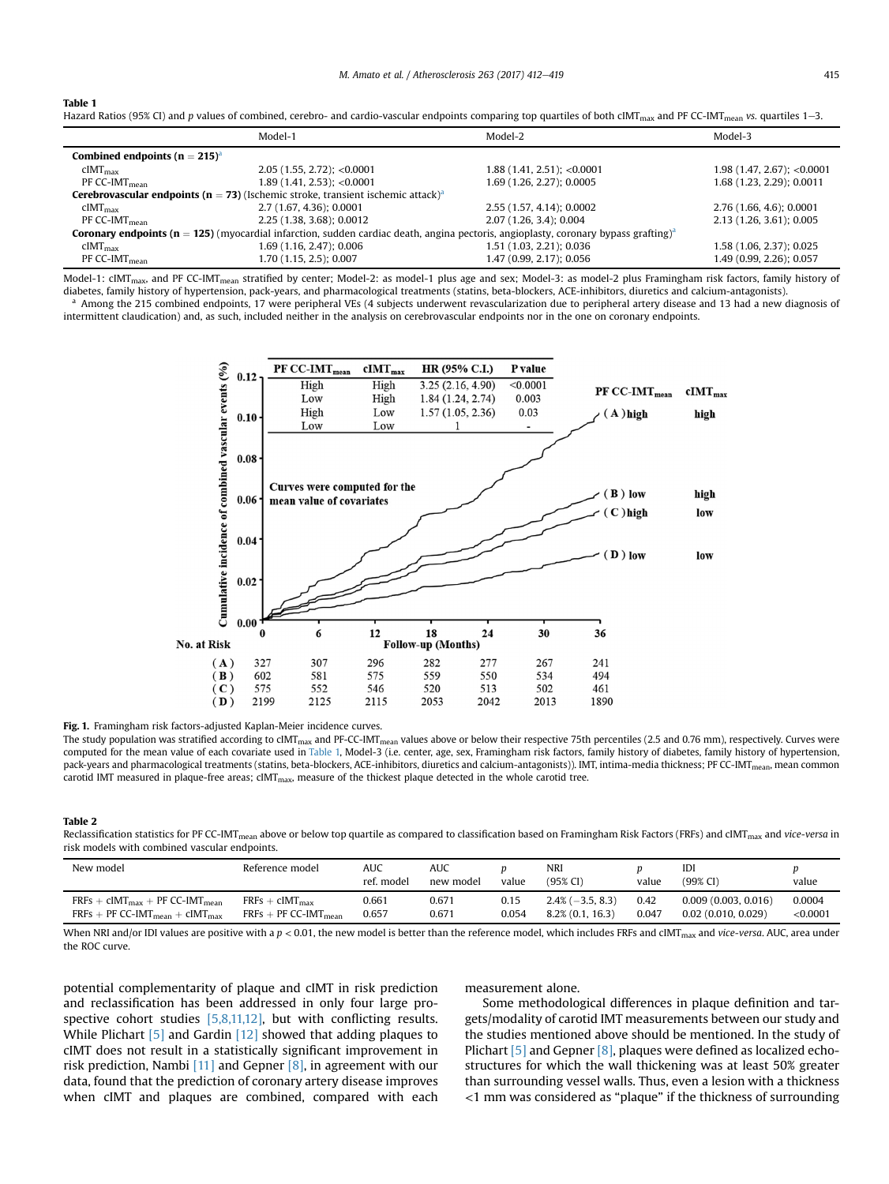**Table 1**

Hazard Ratios (95% CI) and *p* values of combined, cerebro- and cardio-vascular endpoints comparing top quartiles of both $cIMT_{max}$ and PF $CC\text{-}IMT_{mean}$ *vs.* quartiles 1–3.

| | Model-1 | Model-2 | Model-3 |
|---|---|---|---|
| **Combined endpoints (n = 215)**[a] | | | |
| $cIMT_{max}$ | 2.05 (1.55, 2.72); <0.0001 | 1.88 (1.41, 2.51); <0.0001 | 1.98 (1.47, 2.67); <0.0001 |
| PF $CC\text{-}IMT_{mean}$ | 1.89 (1.41, 2.53); <0.0001 | 1.69 (1.26, 2.27); 0.0005 | 1.68 (1.23, 2.29); 0.0011 |
| **Cerebrovascular endpoints (n = 73)** (Ischemic stroke, transient ischemic attack)[a] | | | |
| $cIMT_{max}$ | 2.7 (1.67, 4.36); 0.0001 | 2.55 (1.57, 4.14); 0.0002 | 2.76 (1.66, 4.6); 0.0001 |
| PF $CC\text{-}IMT_{mean}$ | 2.25 (1.38, 3.68); 0.0012 | 2.07 (1.26, 3.4); 0.004 | 2.13 (1.26, 3.61); 0.005 |
| **Coronary endpoints (n = 125)** (myocardial infarction, sudden cardiac death, angina pectoris, angioplasty, coronary bypass grafting)[a] | | | |
| $cIMT_{max}$ | 1.69 (1.16, 2.47); 0.006 | 1.51 (1.03, 2.21); 0.036 | 1.58 (1.06, 2.37); 0.025 |
| PF $CC\text{-}IMT_{mean}$ | 1.70 (1.15, 2.5); 0.007 | 1.47 (0.99, 2.17); 0.056 | 1.49 (0.99, 2.26); 0.057 |

Model-1: $cIMT_{max}$, and PF $CC\text{-}IMT_{mean}$ stratified by center; Model-2: as model-1 plus age and sex; Model-3: as model-2 plus Framingham risk factors, family history of diabetes, family history of hypertension, pack-years, and pharmacological treatments (statins, beta-blockers, ACE-inhibitors, diuretics and calcium-antagonists).

[a] Among the 215 combined endpoints, 17 were peripheral VEs (4 subjects underwent revascularization due to peripheral artery disease and 13 had a new diagnosis of intermittent claudication) and, as such, included neither in the analysis on cerebrovascular endpoints nor in the one on coronary endpoints.

| PF $CC\text{-}IMT_{mean}$ | $cIMT_{max}$ | HR (95% C.I.) | P value |
|---|---|---|---|
| High | High | 3.25 (2.16, 4.90) | <0.0001 |
| Low | High | 1.84 (1.24, 2.74) | 0.003 |
| High | Low | 1.57 (1.05, 2.36) | 0.03 |
| Low | Low | 1 | - |

Curves were computed for the mean value of covariates

| No. at Risk | 0 | 6 | 12 | 18 | 24 | 30 | 36 |
|---|---|---|---|---|---|---|---|
| (A) | 327 | 307 | 296 | 282 | 277 | 267 | 241 |
| (B) | 602 | 581 | 575 | 559 | 550 | 534 | 494 |
| (C) | 575 | 552 | 546 | 520 | 513 | 502 | 461 |
| (D) | 2199 | 2125 | 2115 | 2053 | 2042 | 2013 | 1890 |

**Fig. 1.** Framingham risk factors-adjusted Kaplan-Meier incidence curves.

The study population was stratified according to $cIMT_{max}$ and PF-$CC\text{-}IMT_{mean}$ values above or below their respective 75th percentiles (2.5 and 0.76 mm), respectively. Curves were computed for the mean value of each covariate used in Table 1, Model-3 (i.e. center, age, sex, Framingham risk factors, family history of diabetes, family history of hypertension, pack-years and pharmacological treatments (statins, beta-blockers, ACE-inhibitors, diuretics and calcium-antagonists)). IMT, intima-media thickness; PF $CC\text{-}IMT_{mean}$, mean common carotid IMT measured in plaque-free areas; $cIMT_{max}$, measure of the thickest plaque detected in the whole carotid tree.

**Table 2**

Reclassification statistics for PF $CC\text{-}IMT_{mean}$ above or below top quartile as compared to classification based on Framingham Risk Factors (FRFs) and $cIMT_{max}$ and *vice-versa* in risk models with combined vascular endpoints.

| New model | Reference model | AUC ref. model | AUC new model | *p* value | NRI (95% CI) | *p* value | IDI (99% CI) | *p* value |
|---|---|---|---|---|---|---|---|---|
| FRFs + $cIMT_{max}$ + PF $CC\text{-}IMT_{mean}$ | FRFs + $cIMT_{max}$ | 0.661 | 0.671 | 0.15 | 2.4% (−3.5, 8.3) | 0.42 | 0.009 (0.003, 0.016) | 0.0004 |
| FRFs + PF $CC\text{-}IMT_{mean}$ + $cIMT_{max}$ | FRFs + PF $CC\text{-}IMT_{mean}$ | 0.657 | 0.671 | 0.054 | 8.2% (0.1, 16.3) | 0.047 | 0.02 (0.010, 0.029) | <0.0001 |

When NRI and/or IDI values are positive with a $p < 0.01$, the new model is better than the reference model, which includes FRFs and $cIMT_{max}$ and *vice-versa*. AUC, area under the ROC curve.

potential complementarity of plaque and cIMT in risk prediction and reclassification has been addressed in only four large prospective cohort studies [5,8,11,12], but with conflicting results. While Plichart [5] and Gardin [12] showed that adding plaques to cIMT does not result in a statistically significant improvement in risk prediction, Nambi [11] and Gepner [8], in agreement with our data, found that the prediction of coronary artery disease improves when cIMT and plaques are combined, compared with each measurement alone.

Some methodological differences in plaque definition and targets/modality of carotid IMT measurements between our study and the studies mentioned above should be mentioned. In the study of Plichart [5] and Gepner [8], plaques were defined as localized echostructures for which the wall thickening was at least 50% greater than surrounding vessel walls. Thus, even a lesion with a thickness <1 mm was considered as "plaque" if the thickness of surrounding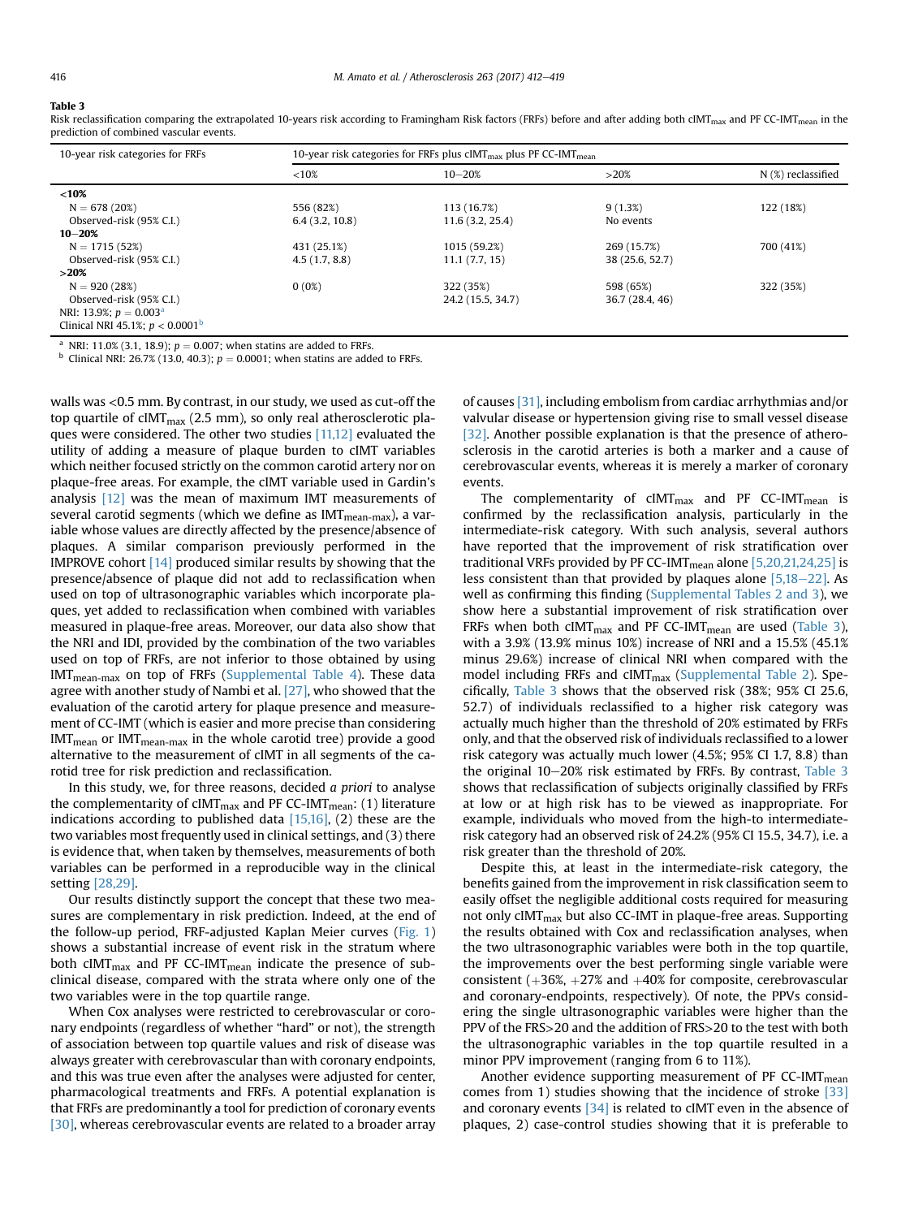**Table 3**
Risk reclassification comparing the extrapolated 10-years risk according to Framingham Risk factors (FRFs) before and after adding both $cIMT_{max}$ and PF $CC\text{-}IMT_{mean}$ in the prediction of combined vascular events.

| 10-year risk categories for FRFs | 10-year risk categories for FRFs plus $cIMT_{max}$ plus PF $CC\text{-}IMT_{mean}$ | | | |
|---|---|---|---|---|
| | <10% | 10–20% | >20% | N (%) reclassified |
| **<10%** | | | | |
| N = 678 (20%) | 556 (82%) | 113 (16.7%) | 9 (1.3%) | 122 (18%) |
| Observed-risk (95% C.I.) | 6.4 (3.2, 10.8) | 11.6 (3.2, 25.4) | No events | |
| **10–20%** | | | | |
| N = 1715 (52%) | 431 (25.1%) | 1015 (59.2%) | 269 (15.7%) | 700 (41%) |
| Observed-risk (95% C.I.) | 4.5 (1.7, 8.8) | 11.1 (7.7, 15) | 38 (25.6, 52.7) | |
| **>20%** | | | | |
| N = 920 (28%) | 0 (0%) | 322 (35%) | 598 (65%) | 322 (35%) |
| Observed-risk (95% C.I.) | | 24.2 (15.5, 34.7) | 36.7 (28.4, 46) | |
| NRI: 13.9%; $p = 0.003$[a] | | | | |
| Clinical NRI 45.1%; $p < 0.0001$[b] | | | | |

[a] NRI: 11.0% (3.1, 18.9); $p = 0.007$; when statins are added to FRFs.
[b] Clinical NRI: 26.7% (13.0, 40.3); $p = 0.0001$; when statins are added to FRFs.

walls was <0.5 mm. By contrast, in our study, we used as cut-off the top quartile of $cIMT_{max}$ (2.5 mm), so only real atherosclerotic plaques were considered. The other two studies [11,12] evaluated the utility of adding a measure of plaque burden to cIMT variables which neither focused strictly on the common carotid artery nor on plaque-free areas. For example, the cIMT variable used in Gardin's analysis [12] was the mean of maximum IMT measurements of several carotid segments (which we define as $IMT_{mean\text{-}max}$), a variable whose values are directly affected by the presence/absence of plaques. A similar comparison previously performed in the IMPROVE cohort [14] produced similar results by showing that the presence/absence of plaque did not add to reclassification when used on top of ultrasonographic variables which incorporate plaques, yet added to reclassification when combined with variables measured in plaque-free areas. Moreover, our data also show that the NRI and IDI, provided by the combination of the two variables used on top of FRFs, are not inferior to those obtained by using $IMT_{mean\text{-}max}$ on top of FRFs (Supplemental Table 4). These data agree with another study of Nambi et al. [27], who showed that the evaluation of the carotid artery for plaque presence and measurement of CC-IMT (which is easier and more precise than considering $IMT_{mean}$ or $IMT_{mean\text{-}max}$ in the whole carotid tree) provide a good alternative to the measurement of cIMT in all segments of the carotid tree for risk prediction and reclassification.

In this study, we, for three reasons, decided *a priori* to analyse the complementarity of $cIMT_{max}$ and PF $CC\text{-}IMT_{mean}$: (1) literature indications according to published data [15,16], (2) these are the two variables most frequently used in clinical settings, and (3) there is evidence that, when taken by themselves, measurements of both variables can be performed in a reproducible way in the clinical setting [28,29].

Our results distinctly support the concept that these two measures are complementary in risk prediction. Indeed, at the end of the follow-up period, FRF-adjusted Kaplan Meier curves (Fig. 1) shows a substantial increase of event risk in the stratum where both $cIMT_{max}$ and PF $CC\text{-}IMT_{mean}$ indicate the presence of subclinical disease, compared with the strata where only one of the two variables were in the top quartile range.

When Cox analyses were restricted to cerebrovascular or coronary endpoints (regardless of whether "hard" or not), the strength of association between top quartile values and risk of disease was always greater with cerebrovascular than with coronary endpoints, and this was true even after the analyses were adjusted for center, pharmacological treatments and FRFs. A potential explanation is that FRFs are predominantly a tool for prediction of coronary events [30], whereas cerebrovascular events are related to a broader array of causes [31], including embolism from cardiac arrhythmias and/or valvular disease or hypertension giving rise to small vessel disease [32]. Another possible explanation is that the presence of atherosclerosis in the carotid arteries is both a marker and a cause of cerebrovascular events, whereas it is merely a marker of coronary events.

The complementarity of $cIMT_{max}$ and PF $CC\text{-}IMT_{mean}$ is confirmed by the reclassification analysis, particularly in the intermediate-risk category. With such analysis, several authors have reported that the improvement of risk stratification over traditional VRFs provided by PF $CC\text{-}IMT_{mean}$ alone [5,20,21,24,25] is less consistent than that provided by plaques alone [5,18–22]. As well as confirming this finding (Supplemental Tables 2 and 3), we show here a substantial improvement of risk stratification over FRFs when both $cIMT_{max}$ and PF $CC\text{-}IMT_{mean}$ are used (Table 3), with a 3.9% (13.9% minus 10%) increase of NRI and a 15.5% (45.1% minus 29.6%) increase of clinical NRI when compared with the model including FRFs and $cIMT_{max}$ (Supplemental Table 2). Specifically, Table 3 shows that the observed risk (38%; 95% CI 25.6, 52.7) of individuals reclassified to a higher risk category was actually much higher than the threshold of 20% estimated by FRFs only, and that the observed risk of individuals reclassified to a lower risk category was actually much lower (4.5%; 95% CI 1.7, 8.8) than the original 10–20% risk estimated by FRFs. By contrast, Table 3 shows that reclassification of subjects originally classified by FRFs at low or at high risk has to be viewed as inappropriate. For example, individuals who moved from the high-to intermediate-risk category had an observed risk of 24.2% (95% CI 15.5, 34.7), i.e. a risk greater than the threshold of 20%.

Despite this, at least in the intermediate-risk category, the benefits gained from the improvement in risk classification seem to easily offset the negligible additional costs required for measuring not only $cIMT_{max}$ but also CC-IMT in plaque-free areas. Supporting the results obtained with Cox and reclassification analyses, when the two ultrasonographic variables were both in the top quartile, the improvements over the best performing single variable were consistent (+36%, +27% and +40% for composite, cerebrovascular and coronary-endpoints, respectively). Of note, the PPVs considering the single ultrasonographic variables were higher than the PPV of the FRS>20 and the addition of FRS>20 to the test with both the ultrasonographic variables in the top quartile resulted in a minor PPV improvement (ranging from 6 to 11%).

Another evidence supporting measurement of PF $CC\text{-}IMT_{mean}$ comes from 1) studies showing that the incidence of stroke [33] and coronary events [34] is related to cIMT even in the absence of plaques, 2) case-control studies showing that it is preferable to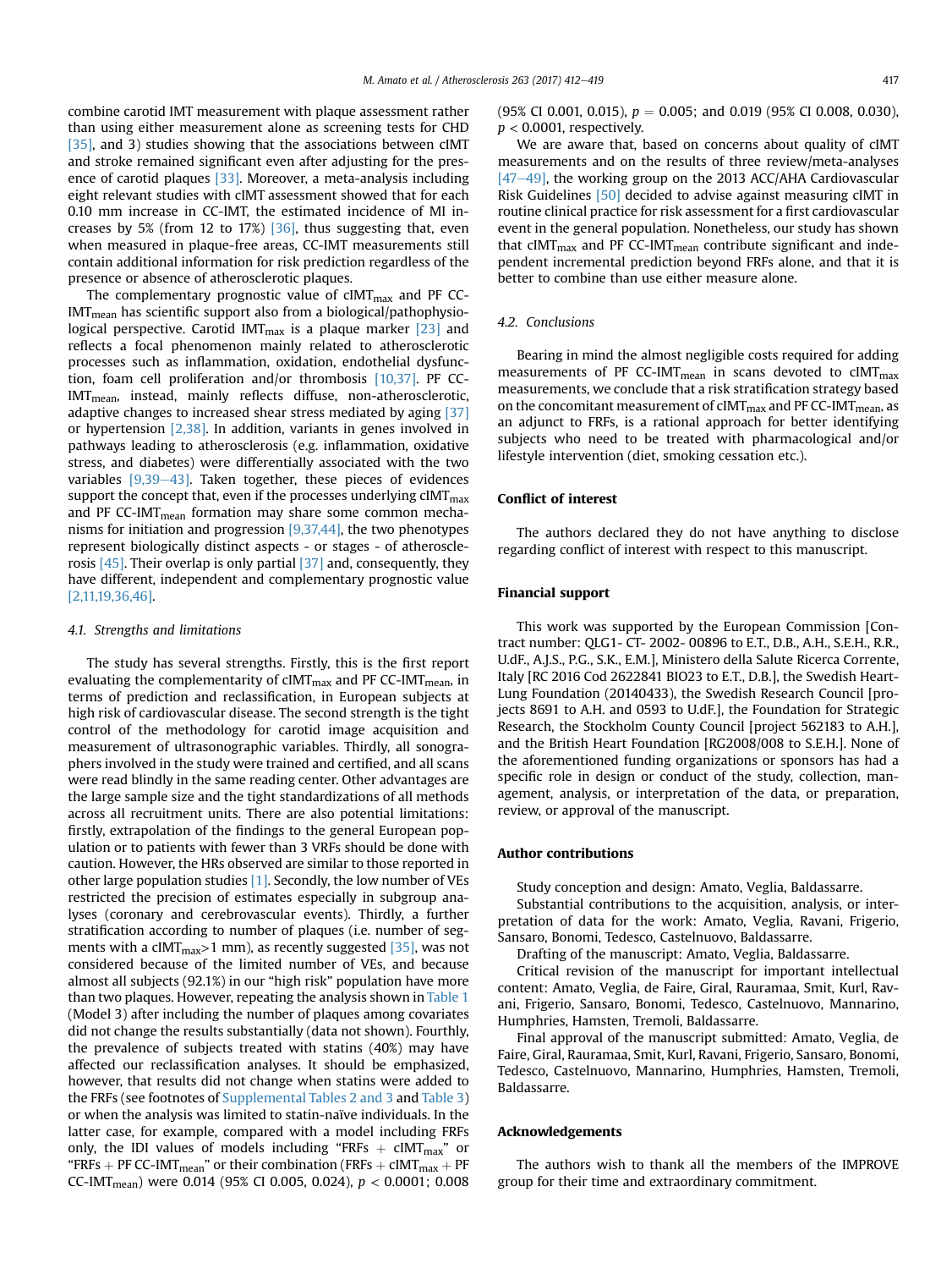combine carotid IMT measurement with plaque assessment rather than using either measurement alone as screening tests for CHD [35], and 3) studies showing that the associations between cIMT and stroke remained significant even after adjusting for the presence of carotid plaques [33]. Moreover, a meta-analysis including eight relevant studies with cIMT assessment showed that for each 0.10 mm increase in CC-IMT, the estimated incidence of MI increases by 5% (from 12 to 17%) [36], thus suggesting that, even when measured in plaque-free areas, CC-IMT measurements still contain additional information for risk prediction regardless of the presence or absence of atherosclerotic plaques.

The complementary prognostic value of $cIMT_{max}$ and PF CC-$IMT_{mean}$ has scientific support also from a biological/pathophysiological perspective. Carotid $IMT_{max}$ is a plaque marker [23] and reflects a focal phenomenon mainly related to atherosclerotic processes such as inflammation, oxidation, endothelial dysfunction, foam cell proliferation and/or thrombosis [10,37]. PF CC-$IMT_{mean}$, instead, mainly reflects diffuse, non-atherosclerotic, adaptive changes to increased shear stress mediated by aging [37] or hypertension [2,38]. In addition, variants in genes involved in pathways leading to atherosclerosis (e.g. inflammation, oxidative stress, and diabetes) were differentially associated with the two variables [9,39–43]. Taken together, these pieces of evidences support the concept that, even if the processes underlying $cIMT_{max}$ and PF CC-$IMT_{mean}$ formation may share some common mechanisms for initiation and progression [9,37,44], the two phenotypes represent biologically distinct aspects - or stages - of atherosclerosis [45]. Their overlap is only partial [37] and, consequently, they have different, independent and complementary prognostic value [2,11,19,36,46].

### 4.1. Strengths and limitations

The study has several strengths. Firstly, this is the first report evaluating the complementarity of $cIMT_{max}$ and PF CC-$IMT_{mean}$, in terms of prediction and reclassification, in European subjects at high risk of cardiovascular disease. The second strength is the tight control of the methodology for carotid image acquisition and measurement of ultrasonographic variables. Thirdly, all sonographers involved in the study were trained and certified, and all scans were read blindly in the same reading center. Other advantages are the large sample size and the tight standardizations of all methods across all recruitment units. There are also potential limitations: firstly, extrapolation of the findings to the general European population or to patients with fewer than 3 VRFs should be done with caution. However, the HRs observed are similar to those reported in other large population studies [1]. Secondly, the low number of VEs restricted the precision of estimates especially in subgroup analyses (coronary and cerebrovascular events). Thirdly, a further stratification according to number of plaques (i.e. number of segments with a $cIMT_{max}$>1 mm), as recently suggested [35], was not considered because of the limited number of VEs, and because almost all subjects (92.1%) in our "high risk" population have more than two plaques. However, repeating the analysis shown in Table 1 (Model 3) after including the number of plaques among covariates did not change the results substantially (data not shown). Fourthly, the prevalence of subjects treated with statins (40%) may have affected our reclassification analyses. It should be emphasized, however, that results did not change when statins were added to the FRFs (see footnotes of Supplemental Tables 2 and 3 and Table 3) or when the analysis was limited to statin-naïve individuals. In the latter case, for example, compared with a model including FRFs only, the IDI values of models including "FRFs + $cIMT_{max}$" or "FRFs + PF CC-$IMT_{mean}$" or their combination (FRFs + $cIMT_{max}$ + PF CC-$IMT_{mean}$) were 0.014 (95% CI 0.005, 0.024), $p < 0.0001$; 0.008 (95% CI 0.001, 0.015), $p = 0.005$; and 0.019 (95% CI 0.008, 0.030), $p < 0.0001$, respectively.

We are aware that, based on concerns about quality of cIMT measurements and on the results of three review/meta-analyses [47–49], the working group on the 2013 ACC/AHA Cardiovascular Risk Guidelines [50] decided to advise against measuring cIMT in routine clinical practice for risk assessment for a first cardiovascular event in the general population. Nonetheless, our study has shown that $cIMT_{max}$ and PF CC-$IMT_{mean}$ contribute significant and independent incremental prediction beyond FRFs alone, and that it is better to combine than use either measure alone.

### 4.2. Conclusions

Bearing in mind the almost negligible costs required for adding measurements of PF CC-$IMT_{mean}$ in scans devoted to $cIMT_{max}$ measurements, we conclude that a risk stratification strategy based on the concomitant measurement of $cIMT_{max}$ and PF CC-$IMT_{mean}$, as an adjunct to FRFs, is a rational approach for better identifying subjects who need to be treated with pharmacological and/or lifestyle intervention (diet, smoking cessation etc.).

## Conflict of interest

The authors declared they do not have anything to disclose regarding conflict of interest with respect to this manuscript.

## Financial support

This work was supported by the European Commission [Contract number: QLG1- CT- 2002- 00896 to E.T., D.B., A.H., S.E.H., R.R., U.dF., A.J.S., P.G., S.K., E.M.], Ministero della Salute Ricerca Corrente, Italy [RC 2016 Cod 2622841 BIO23 to E.T., D.B.], the Swedish Heart-Lung Foundation (20140433), the Swedish Research Council [projects 8691 to A.H. and 0593 to U.dF.], the Foundation for Strategic Research, the Stockholm County Council [project 562183 to A.H.], and the British Heart Foundation [RG2008/008 to S.E.H.]. None of the aforementioned funding organizations or sponsors has had a specific role in design or conduct of the study, collection, management, analysis, or interpretation of the data, or preparation, review, or approval of the manuscript.

## Author contributions

Study conception and design: Amato, Veglia, Baldassarre.

Substantial contributions to the acquisition, analysis, or interpretation of data for the work: Amato, Veglia, Ravani, Frigerio, Sansaro, Bonomi, Tedesco, Castelnuovo, Baldassarre.

Drafting of the manuscript: Amato, Veglia, Baldassarre.

Critical revision of the manuscript for important intellectual content: Amato, Veglia, de Faire, Giral, Rauramaa, Smit, Kurl, Ravani, Frigerio, Sansaro, Bonomi, Tedesco, Castelnuovo, Mannarino, Humphries, Hamsten, Tremoli, Baldassarre.

Final approval of the manuscript submitted: Amato, Veglia, de Faire, Giral, Rauramaa, Smit, Kurl, Ravani, Frigerio, Sansaro, Bonomi, Tedesco, Castelnuovo, Mannarino, Humphries, Hamsten, Tremoli, Baldassarre.

## Acknowledgements

The authors wish to thank all the members of the IMPROVE group for their time and extraordinary commitment.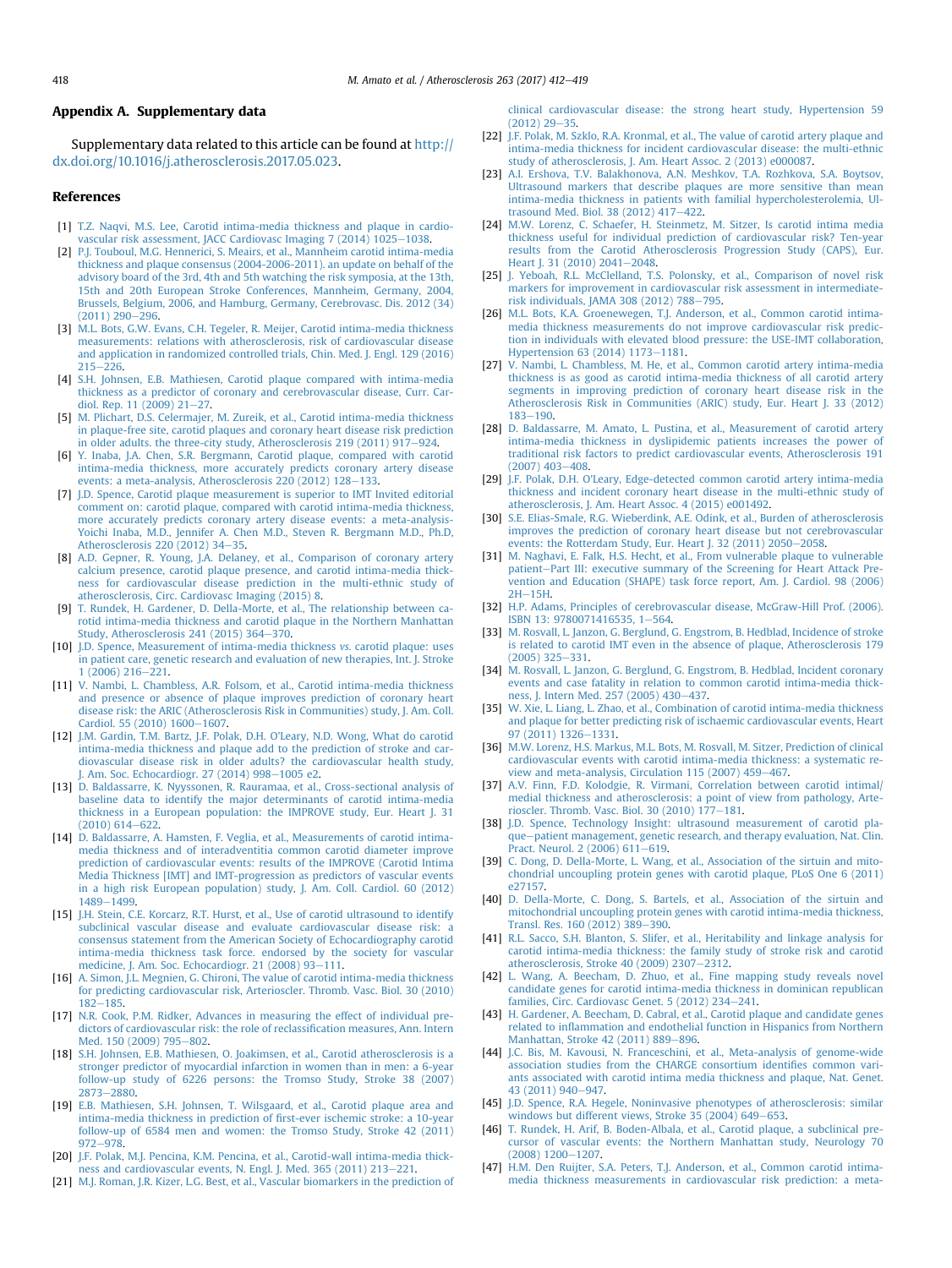## Appendix A. Supplementary data

Supplementary data related to this article can be found at http://dx.doi.org/10.1016/j.atherosclerosis.2017.05.023.

## References

[1] T.Z. Naqvi, M.S. Lee, Carotid intima-media thickness and plaque in cardiovascular risk assessment, JACC Cardiovasc Imaging 7 (2014) 1025–1038.

[2] P.J. Touboul, M.G. Hennerici, S. Meairs, et al., Mannheim carotid intima-media thickness and plaque consensus (2004-2006-2011). an update on behalf of the advisory board of the 3rd, 4th and 5th watching the risk symposia, at the 13th, 15th and 20th European Stroke Conferences, Mannheim, Germany, 2004, Brussels, Belgium, 2006, and Hamburg, Germany, Cerebrovasc. Dis. 2012 (34) (2011) 290–296.

[3] M.L. Bots, G.W. Evans, C.H. Tegeler, R. Meijer, Carotid intima-media thickness measurements: relations with atherosclerosis, risk of cardiovascular disease and application in randomized controlled trials, Chin. Med. J. Engl. 129 (2016) 215–226.

[4] S.H. Johnsen, E.B. Mathiesen, Carotid plaque compared with intima-media thickness as a predictor of coronary and cerebrovascular disease, Curr. Cardiol. Rep. 11 (2009) 21–27.

[5] M. Plichart, D.S. Celermajer, M. Zureik, et al., Carotid intima-media thickness in plaque-free site, carotid plaques and coronary heart disease risk prediction in older adults. the three-city study, Atherosclerosis 219 (2011) 917–924.

[6] Y. Inaba, J.A. Chen, S.R. Bergmann, Carotid plaque, compared with carotid intima-media thickness, more accurately predicts coronary artery disease events: a meta-analysis, Atherosclerosis 220 (2012) 128–133.

[7] J.D. Spence, Carotid plaque measurement is superior to IMT Invited editorial comment on: carotid plaque, compared with carotid intima-media thickness, more accurately predicts coronary artery disease events: a meta-analysis-Yoichi Inaba, M.D., Jennifer A. Chen M.D., Steven R. Bergmann M.D., Ph.D, Atherosclerosis 220 (2012) 34–35.

[8] A.D. Gepner, R. Young, J.A. Delaney, et al., Comparison of coronary artery calcium presence, carotid plaque presence, and carotid intima-media thickness for cardiovascular disease prediction in the multi-ethnic study of atherosclerosis, Circ. Cardiovasc Imaging (2015) 8.

[9] T. Rundek, H. Gardener, D. Della-Morte, et al., The relationship between carotid intima-media thickness and carotid plaque in the Northern Manhattan Study, Atherosclerosis 241 (2015) 364–370.

[10] J.D. Spence, Measurement of intima-media thickness vs. carotid plaque: uses in patient care, genetic research and evaluation of new therapies, Int. J. Stroke 1 (2006) 216–221.

[11] V. Nambi, L. Chambless, A.R. Folsom, et al., Carotid intima-media thickness and presence or absence of plaque improves prediction of coronary heart disease risk: the ARIC (Atherosclerosis Risk in Communities) study, J. Am. Coll. Cardiol. 55 (2010) 1600–1607.

[12] J.M. Gardin, T.M. Bartz, J.F. Polak, D.H. O'Leary, N.D. Wong, What do carotid intima-media thickness and plaque add to the prediction of stroke and cardiovascular disease risk in older adults? the cardiovascular health study, J. Am. Soc. Echocardiogr. 27 (2014) 998–1005 e2.

[13] D. Baldassarre, K. Nyyssonen, R. Rauramaa, et al., Cross-sectional analysis of baseline data to identify the major determinants of carotid intima-media thickness in a European population: the IMPROVE study, Eur. Heart J. 31 (2010) 614–622.

[14] D. Baldassarre, A. Hamsten, F. Veglia, et al., Measurements of carotid intima-media thickness and of interadventitia common carotid diameter improve prediction of cardiovascular events: results of the IMPROVE (Carotid Intima Media Thickness [IMT] and IMT-progression as predictors of vascular events in a high risk European population) study, J. Am. Coll. Cardiol. 60 (2012) 1489–1499.

[15] J.H. Stein, C.E. Korcarz, R.T. Hurst, et al., Use of carotid ultrasound to identify subclinical vascular disease and evaluate cardiovascular disease risk: a consensus statement from the American Society of Echocardiography carotid intima-media thickness task force. endorsed by the society for vascular medicine, J. Am. Soc. Echocardiogr. 21 (2008) 93–111.

[16] A. Simon, J.L. Megnien, G. Chironi, The value of carotid intima-media thickness for predicting cardiovascular risk, Arterioscler. Thromb. Vasc. Biol. 30 (2010) 182–185.

[17] N.R. Cook, P.M. Ridker, Advances in measuring the effect of individual predictors of cardiovascular risk: the role of reclassification measures, Ann. Intern Med. 150 (2009) 795–802.

[18] S.H. Johnsen, E.B. Mathiesen, O. Joakimsen, et al., Carotid atherosclerosis is a stronger predictor of myocardial infarction in women than in men: a 6-year follow-up study of 6226 persons: the Tromso Study, Stroke 38 (2007) 2873–2880.

[19] E.B. Mathiesen, S.H. Johnsen, T. Wilsgaard, et al., Carotid plaque area and intima-media thickness in prediction of first-ever ischemic stroke: a 10-year follow-up of 6584 men and women: the Tromso Study, Stroke 42 (2011) 972–978.

[20] J.F. Polak, M.J. Pencina, K.M. Pencina, et al., Carotid-wall intima-media thickness and cardiovascular events, N. Engl. J. Med. 365 (2011) 213–221.

[21] M.J. Roman, J.R. Kizer, L.G. Best, et al., Vascular biomarkers in the prediction of clinical cardiovascular disease: the strong heart study, Hypertension 59 (2012) 29–35.

[22] J.F. Polak, M. Szklo, R.A. Kronmal, et al., The value of carotid artery plaque and intima-media thickness for incident cardiovascular disease: the multi-ethnic study of atherosclerosis, J. Am. Heart Assoc. 2 (2013) e000087.

[23] A.I. Ershova, T.V. Balakhonova, A.N. Meshkov, T.A. Rozhkova, S.A. Boytsov, Ultrasound markers that describe plaques are more sensitive than mean intima-media thickness in patients with familial hypercholesterolemia, Ultrasound Med. Biol. 38 (2012) 417–422.

[24] M.W. Lorenz, C. Schaefer, H. Steinmetz, M. Sitzer, Is carotid intima media thickness useful for individual prediction of cardiovascular risk? Ten-year results from the Carotid Atherosclerosis Progression Study (CAPS), Eur. Heart J. 31 (2010) 2041–2048.

[25] J. Yeboah, R.L. McClelland, T.S. Polonsky, et al., Comparison of novel risk markers for improvement in cardiovascular risk assessment in intermediate-risk individuals, JAMA 308 (2012) 788–795.

[26] M.L. Bots, K.A. Groenewegen, T.J. Anderson, et al., Common carotid intima-media thickness measurements do not improve cardiovascular risk prediction in individuals with elevated blood pressure: the USE-IMT collaboration, Hypertension 63 (2014) 1173–1181.

[27] V. Nambi, L. Chambless, M. He, et al., Common carotid artery intima-media thickness is as good as carotid intima-media thickness of all carotid artery segments in improving prediction of coronary heart disease risk in the Atherosclerosis Risk in Communities (ARIC) study, Eur. Heart J. 33 (2012) 183–190.

[28] D. Baldassarre, M. Amato, L. Pustina, et al., Measurement of carotid artery intima-media thickness in dyslipidemic patients increases the power of traditional risk factors to predict cardiovascular events, Atherosclerosis 191 (2007) 403–408.

[29] J.F. Polak, D.H. O'Leary, Edge-detected common carotid artery intima-media thickness and incident coronary heart disease in the multi-ethnic study of atherosclerosis, J. Am. Heart Assoc. 4 (2015) e001492.

[30] S.E. Elias-Smale, R.G. Wieberdink, A.E. Odink, et al., Burden of atherosclerosis improves the prediction of coronary heart disease but not cerebrovascular events: the Rotterdam Study, Eur. Heart J. 32 (2011) 2050–2058.

[31] M. Naghavi, E. Falk, H.S. Hecht, et al., From vulnerable plaque to vulnerable patient—Part III: executive summary of the Screening for Heart Attack Prevention and Education (SHAPE) task force report, Am. J. Cardiol. 98 (2006) 2H–15H.

[32] H.P. Adams, Principles of cerebrovascular disease, McGraw-Hill Prof. (2006). ISBN 13: 9780071416535, 1–564.

[33] M. Rosvall, L. Janzon, G. Berglund, G. Engstrom, B. Hedblad, Incidence of stroke is related to carotid IMT even in the absence of plaque, Atherosclerosis 179 (2005) 325–331.

[34] M. Rosvall, L. Janzon, G. Berglund, G. Engstrom, B. Hedblad, Incident coronary events and case fatality in relation to common carotid intima-media thickness, J. Intern Med. 257 (2005) 430–437.

[35] W. Xie, L. Liang, L. Zhao, et al., Combination of carotid intima-media thickness and plaque for better predicting risk of ischaemic cardiovascular events, Heart 97 (2011) 1326–1331.

[36] M.W. Lorenz, H.S. Markus, M.L. Bots, M. Rosvall, M. Sitzer, Prediction of clinical cardiovascular events with carotid intima-media thickness: a systematic review and meta-analysis, Circulation 115 (2007) 459–467.

[37] A.V. Finn, F.D. Kolodgie, R. Virmani, Correlation between carotid intimal/medial thickness and atherosclerosis: a point of view from pathology, Arterioscler. Thromb. Vasc. Biol. 30 (2010) 177–181.

[38] J.D. Spence, Technology Insight: ultrasound measurement of carotid plaque—patient management, genetic research, and therapy evaluation, Nat. Clin. Pract. Neurol. 2 (2006) 611–619.

[39] C. Dong, D. Della-Morte, L. Wang, et al., Association of the sirtuin and mitochondrial uncoupling protein genes with carotid plaque, PLoS One 6 (2011) e27157.

[40] D. Della-Morte, C. Dong, S. Bartels, et al., Association of the sirtuin and mitochondrial uncoupling protein genes with carotid intima-media thickness, Transl. Res. 160 (2012) 389–390.

[41] R.L. Sacco, S.H. Blanton, S. Slifer, et al., Heritability and linkage analysis for carotid intima-media thickness: the family study of stroke risk and carotid atherosclerosis, Stroke 40 (2009) 2307–2312.

[42] L. Wang, A. Beecham, D. Zhuo, et al., Fine mapping study reveals novel candidate genes for carotid intima-media thickness in dominican republican families, Circ. Cardiovasc Genet. 5 (2012) 234–241.

[43] H. Gardener, A. Beecham, D. Cabral, et al., Carotid plaque and candidate genes related to inflammation and endothelial function in Hispanics from Northern Manhattan, Stroke 42 (2011) 889–896.

[44] J.C. Bis, M. Kavousi, N. Franceschini, et al., Meta-analysis of genome-wide association studies from the CHARGE consortium identifies common variants associated with carotid intima media thickness and plaque, Nat. Genet. 43 (2011) 940–947.

[45] J.D. Spence, R.A. Hegele, Noninvasive phenotypes of atherosclerosis: similar windows but different views, Stroke 35 (2004) 649–653.

[46] T. Rundek, H. Arif, B. Boden-Albala, et al., Carotid plaque, a subclinical precursor of vascular events: the Northern Manhattan study, Neurology 70 (2008) 1200–1207.

[47] H.M. Den Ruijter, S.A. Peters, T.J. Anderson, et al., Common carotid intima-media thickness measurements in cardiovascular risk prediction: a meta-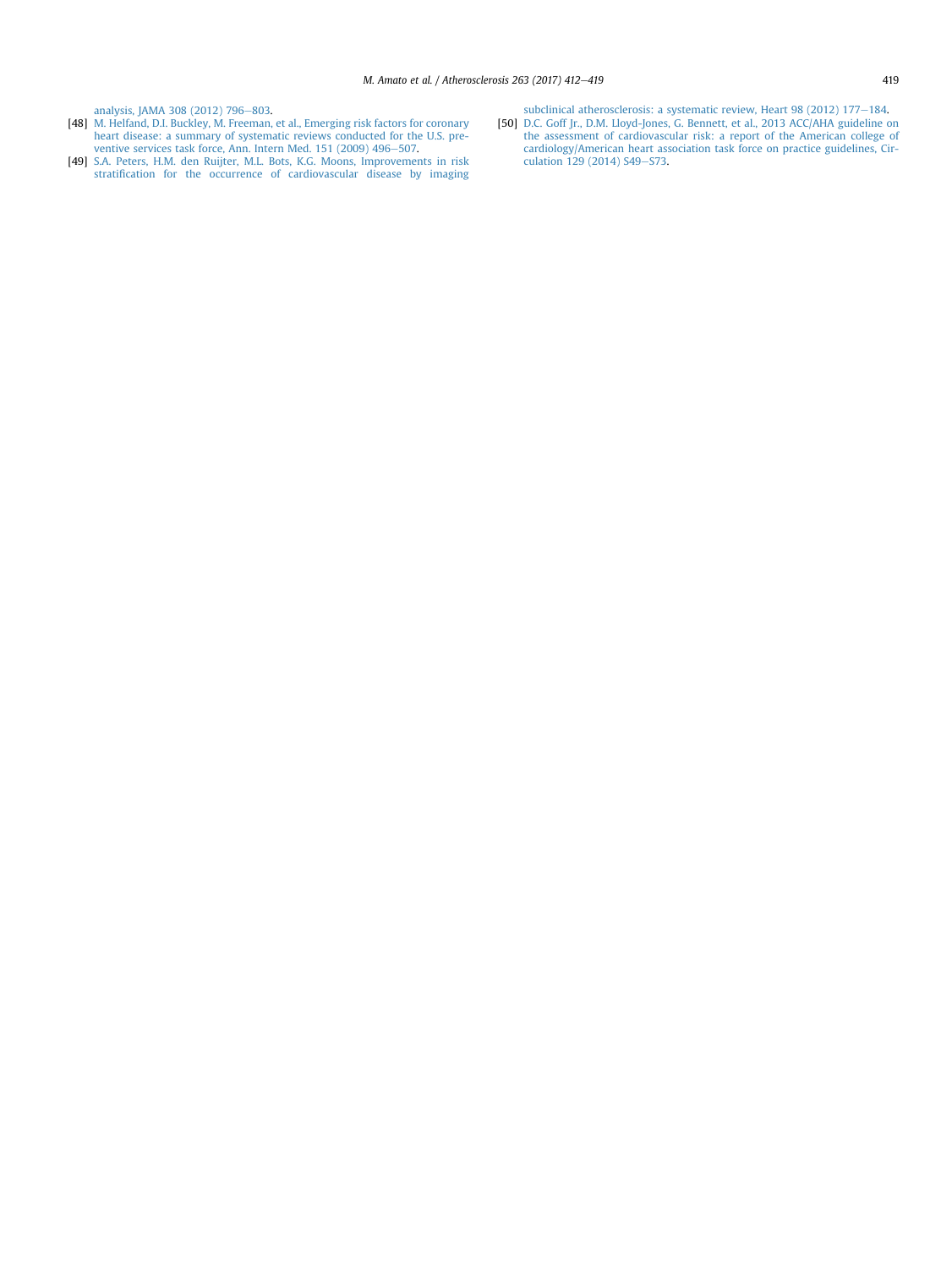analysis, JAMA 308 (2012) 796–803.

[48] M. Helfand, D.I. Buckley, M. Freeman, et al., Emerging risk factors for coronary heart disease: a summary of systematic reviews conducted for the U.S. preventive services task force, Ann. Intern Med. 151 (2009) 496–507.

[49] S.A. Peters, H.M. den Ruijter, M.L. Bots, K.G. Moons, Improvements in risk stratification for the occurrence of cardiovascular disease by imaging subclinical atherosclerosis: a systematic review, Heart 98 (2012) 177–184.

[50] D.C. Goff Jr., D.M. Lloyd-Jones, G. Bennett, et al., 2013 ACC/AHA guideline on the assessment of cardiovascular risk: a report of the American college of cardiology/American heart association task force on practice guidelines, Circulation 129 (2014) S49–S73.